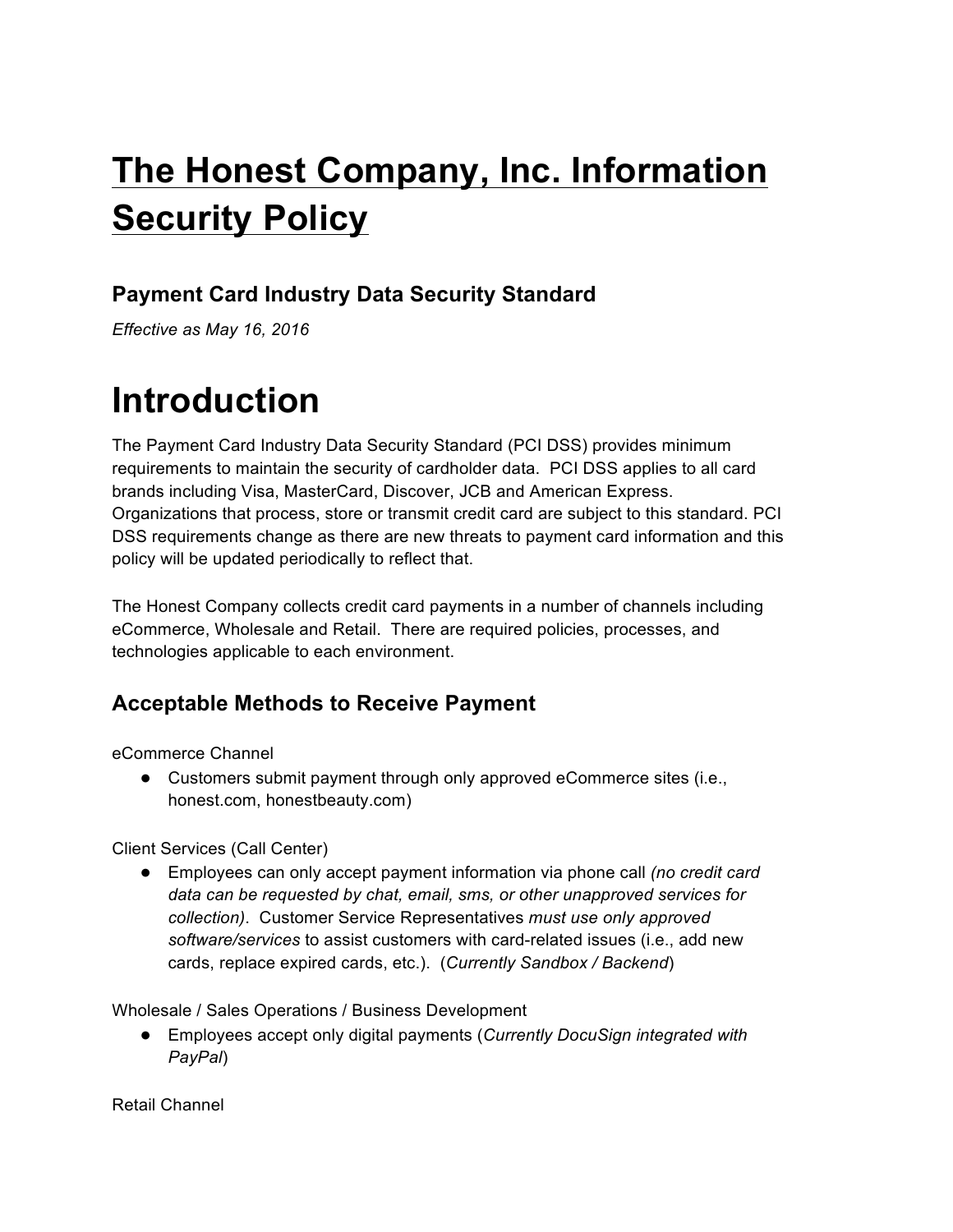# The Honest Company, Inc. Information Security Policy

### Payment Card Industry Data Security Standard

*Effective as May 16, 2016*

# Introduction

The Payment Card Industry Data Security Standard (PCI DSS) provides minimum requirements to maintain the security of cardholder data. PCI DSS applies to all card brands including Visa, MasterCard, Discover, JCB and American Express. Organizations that process, store or transmit credit card are subject to this standard. PCI DSS requirements change as there are new threats to payment card information and this policy will be updated periodically to reflect that.

The Honest Company collects credit card payments in a number of channels including eCommerce, Wholesale and Retail. There are required policies, processes, and technologies applicable to each environment.

## Acceptable Methods to Receive Payment

eCommerce Channel

- Customers submit payment through only approved eCommerce sites (i.e., honest.com, honestbeauty.com)

Client Services (Call Center)

- Employees can only accept payment information via phone call *(no credit card data can be requested by chat, email, sms, or other unapproved services for collection)*. Customer Service Representatives *must use only approved software/services* to assist customers with card-related issues (i.e., add new cards, replace expired cards, etc.). (*Currently Sandbox / Backend*)

Wholesale / Sales Operations / Business Development

- Employees accept only digital payments (*Currently DocuSign integrated with PayPal*)

Retail Channel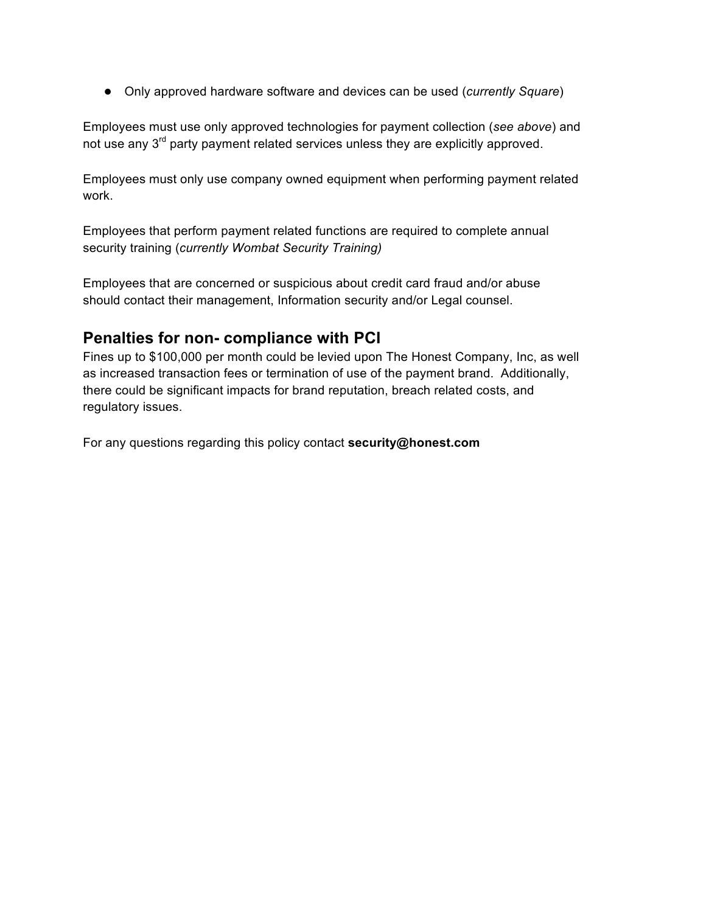- Only approved hardware software and devices can be used (*currently Square*)

Employees must use only approved technologies for payment collection (*see above*) and not use any 3rd party payment related services unless they are explicitly approved.

Employees must only use company owned equipment when performing payment related work.

Employees that perform payment related functions are required to complete annual security training (*currently Wombat Security Training)*

Employees that are concerned or suspicious about credit card fraud and/or abuse should contact their management, Information security and/or Legal counsel.

## Penalties for non- compliance with PCI

Fines up to $100,000 per month could be levied upon The Honest Company, Inc, as well as increased transaction fees or termination of use of the payment brand. Additionally, there could be significant impacts for brand reputation, breach related costs, and regulatory issues.

For any questions regarding this policy contact **security@honest.com**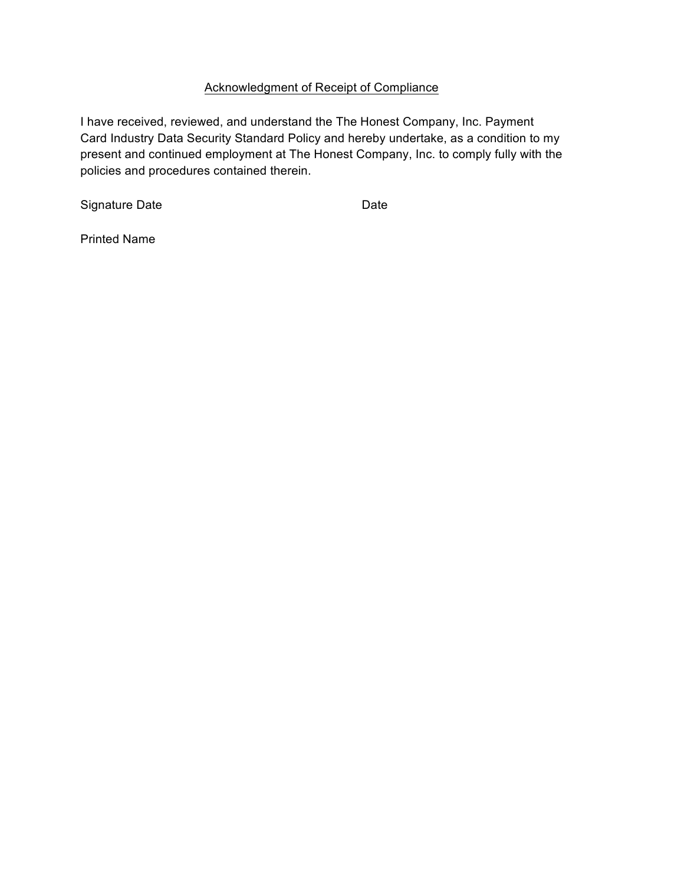<u>Acknowledgment of Receipt of Compliance</u>

I have received, reviewed, and understand the The Honest Company, Inc. Payment Card Industry Data Security Standard Policy and hereby undertake, as a condition to my present and continued employment at The Honest Company, Inc. to comply fully with the policies and procedures contained therein.

Signature Date                                        Date

Printed Name